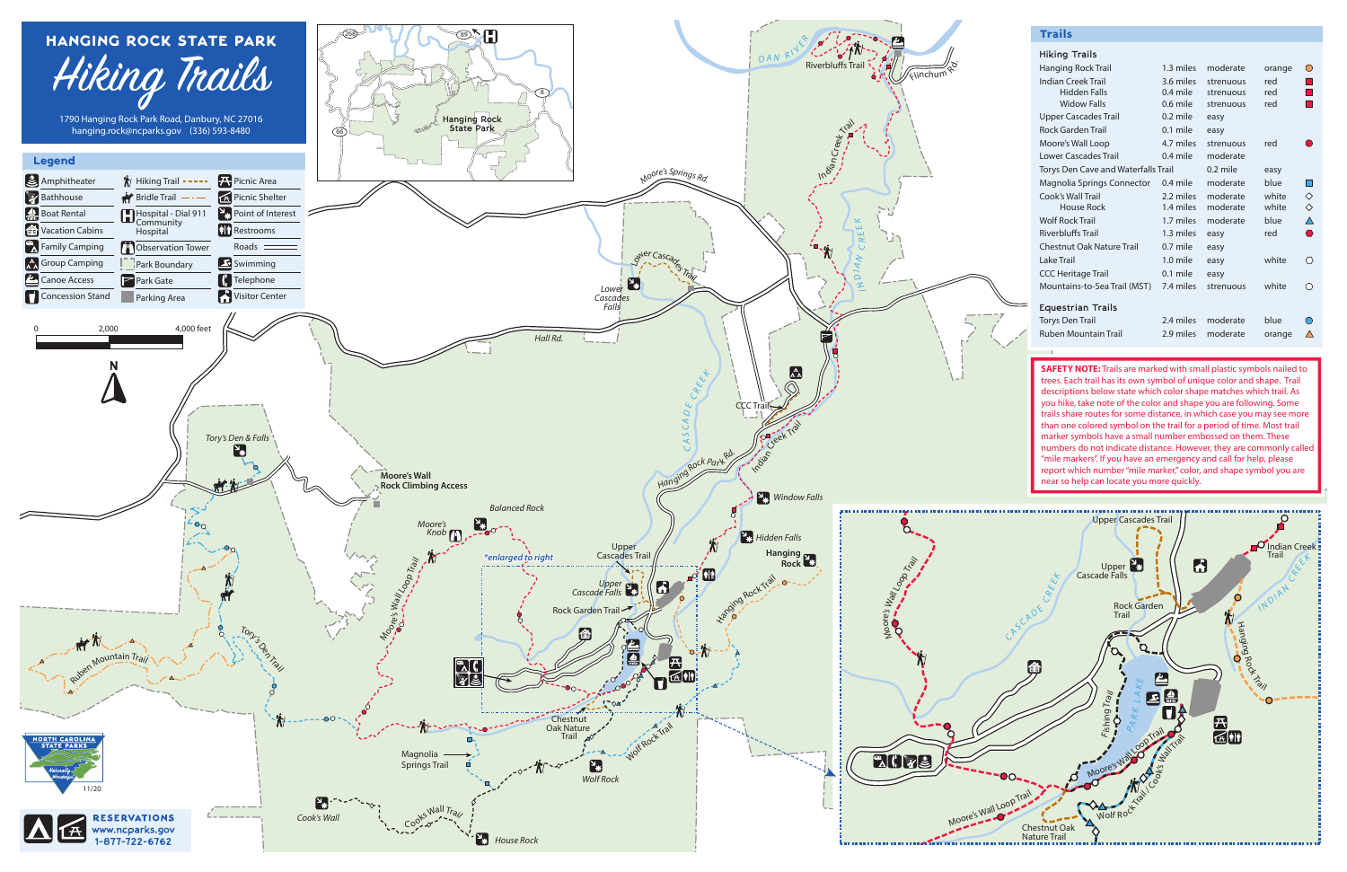# HANGING ROCK STATE PARK

## Hiking Trails

1790 Hanging Rock Park Road, Danbury, NC 27016
hanging.rock@ncparks.gov (336) 593-8480

## Legend

| | | |
|---|---|---|
| Amphitheater | Hiking Trail | Picnic Area |
| Bathhouse | Bridle Trail | Picnic Shelter |
| Boat Rental | Hospital - Dial 911 Community Hospital | Point of Interest |
| Vacation Cabins | | Restrooms |
| Family Camping | Observation Tower | Roads |
| Group Camping | Park Boundary | Swimming |
| Canoe Access | Park Gate | Telephone |
| Concession Stand | Parking Area | Visitor Center |

0 2,000 4,000 feet

## Trails

### Hiking Trails

| Trail | Length | Difficulty | Color | |
|---|---|---|---|---|
| Hanging Rock Trail | 1.3 miles | moderate | orange | ● |
| Indian Creek Trail | 3.6 miles | strenuous | red | ■ |
| Hidden Falls | 0.4 mile | strenuous | red | ■ |
| Widow Falls | 0.6 mile | strenuous | red | ■ |
| Upper Cascades Trail | 0.2 mile | easy | | |
| Rock Garden Trail | 0.1 mile | easy | | |
| Moore's Wall Loop | 4.7 miles | strenuous | red | ● |
| Lower Cascades Trail | 0.4 mile | moderate | | |
| Torys Den Cave and Waterfalls Trail | 0.2 mile | easy | | |
| Magnolia Springs Connector | 0.4 mile | moderate | blue | ■ |
| Cook's Wall Trail | 2.2 miles | moderate | white | ◇ |
| House Rock | 1.4 miles | moderate | white | ◇ |
| Wolf Rock Trail | 1.7 miles | moderate | blue | ▲ |
| Riverbluffs Trail | 1.3 miles | easy | red | ⬢ |
| Chestnut Oak Nature Trail | 0.7 mile | easy | | |
| Lake Trail | 1.0 mile | easy | white | ○ |
| CCC Heritage Trail | 0.1 mile | easy | | |
| Mountains-to-Sea Trail (MST) | 7.4 miles | strenuous | white | ○ |

### Equestrian Trails

| Trail | Length | Difficulty | Color | |
|---|---|---|---|---|
| Torys Den Trail | 2.4 miles | moderate | blue | ● |
| Ruben Mountain Trail | 2.9 miles | moderate | orange | ▲ |

**SAFETY NOTE:** Trails are marked with small plastic symbols nailed to trees. Each trail has its own symbol of unique color and shape. Trail descriptions below state which color shape matches which trail. As you hike, take note of the color and shape you are following. Some trails share routes for some distance, in which case you may see more than one colored symbol on the trail for a period of time. Most trail marker symbols have a small number embossed on them. These numbers do not indicate distance. However, they are commonly called "mile markers". If you have an emergency and call for help, please report which number "mile marker," color, and shape symbol you are near so help can locate you more quickly.

Hanging Rock State Park · Dan River · Riverbluffs Trail · Flinchum Rd. · Indian Creek Trail · Indian Creek · Moore's Springs Rd. · Lower Cascades Trail · Lower Cascades Falls · Hall Rd. · CCC Trail · Cascade Creek · Hanging Rock Park Rd. · Window Falls · Hidden Falls · Hanging Rock · Hanging Rock Trail · Tory's Den & Falls · Moore's Wall Rock Climbing Access · Balanced Rock · Moore's Knob · Moore's Wall Loop Trail · *enlarged to right · Upper Cascades Trail · Upper Cascade Falls · Rock Garden Trail · Tory's Den Trail · Ruben Mountain Trail · Chestnut Oak Nature Trail · Magnolia Springs Trail · Wolf Rock Trail · Wolf Rock · Cook's Wall · Cooks Wall Trail · House Rock · Park Lake · Fishing Trail · Wolf Rock Trail / Cooks Wall Trail

NORTH CAROLINA STATE PARKS — Naturally Wonderful

11/20

RESERVATIONS
www.ncparks.gov
1-877-722-6762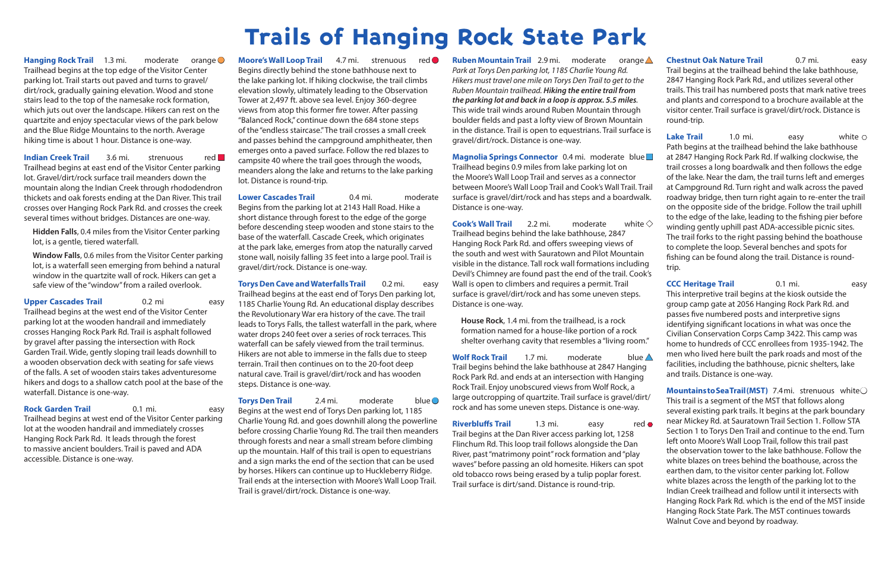# Trails of Hanging Rock State Park

**Hanging Rock Trail** 1.3 mi. moderate orange ●
Trailhead begins at the top edge of the Visitor Center parking lot. Trail starts out paved and turns to gravel/dirt/rock, gradually gaining elevation. Wood and stone stairs lead to the top of the namesake rock formation, which juts out over the landscape. Hikers can rest on the quartzite and enjoy spectacular views of the park below and the Blue Ridge Mountains to the north. Average hiking time is about 1 hour. Distance is one-way.

**Indian Creek Trail** 3.6 mi. strenuous red ■
Trailhead begins at east end of the Visitor Center parking lot. Gravel/dirt/rock surface trail meanders down the mountain along the Indian Creek through rhododendron thickets and oak forests ending at the Dan River. This trail crosses over Hanging Rock Park Rd. and crosses the creek several times without bridges. Distances are one-way.

**Hidden Falls**, 0.4 miles from the Visitor Center parking lot, is a gentle, tiered waterfall.

**Window Falls**, 0.6 miles from the Visitor Center parking lot, is a waterfall seen emerging from behind a natural window in the quartzite wall of rock. Hikers can get a safe view of the "window" from a railed overlook.

**Upper Cascades Trail** 0.2 mi easy
Trailhead begins at the west end of the Visitor Center parking lot at the wooden handrail and immediately crosses Hanging Rock Park Rd. Trail is asphalt followed by gravel after passing the intersection with Rock Garden Trail. Wide, gently sloping trail leads downhill to a wooden observation deck with seating for safe views of the falls. A set of wooden stairs takes adventuresome hikers and dogs to a shallow catch pool at the base of the waterfall. Distance is one-way.

**Rock Garden Trail** 0.1 mi. easy
Trailhead begins at west end of the Visitor Center parking lot at the wooden handrail and immediately crosses Hanging Rock Park Rd. It leads through the forest to massive ancient boulders. Trail is paved and ADA accessible. Distance is one-way.

**Moore's Wall Loop Trail** 4.7 mi. strenuous red ●
Begins directly behind the stone bathhouse next to the lake parking lot. If hiking clockwise, the trail climbs elevation slowly, ultimately leading to the Observation Tower at 2,497 ft. above sea level. Enjoy 360-degree views from atop this former fire tower. After passing "Balanced Rock," continue down the 684 stone steps of the "endless staircase." The trail crosses a small creek and passes behind the campground amphitheater, then emerges onto a paved surface. Follow the red blazes to campsite 40 where the trail goes through the woods, meanders along the lake and returns to the lake parking lot. Distance is round-trip.

**Lower Cascades Trail** 0.4 mi. moderate
Begins from the parking lot at 2143 Hall Road. Hike a short distance through forest to the edge of the gorge before descending steep wooden and stone stairs to the base of the waterfall. Cascade Creek, which originates at the park lake, emerges from atop the naturally carved stone wall, noisily falling 35 feet into a large pool. Trail is gravel/dirt/rock. Distance is one-way.

**Torys Den Cave and Waterfalls Trail** 0.2 mi. easy
Trailhead begins at the east end of Torys Den parking lot, 1185 Charlie Young Rd. An educational display describes the Revolutionary War era history of the cave. The trail leads to Torys Falls, the tallest waterfall in the park, where water drops 240 feet over a series of rock terraces. This waterfall can be safely viewed from the trail terminus. Hikers are not able to immerse in the falls due to steep terrain. Trail then continues on to the 20-foot deep natural cave. Trail is gravel/dirt/rock and has wooden steps. Distance is one-way.

**Torys Den Trail** 2.4 mi. moderate blue ●
Begins at the west end of Torys Den parking lot, 1185 Charlie Young Rd. and goes downhill along the powerline before crossing Charlie Young Rd. The trail then meanders through forests and near a small stream before climbing up the mountain. Half of this trail is open to equestrians and a sign marks the end of the section that can be used by horses. Hikers can continue up to Huckleberry Ridge. Trail ends at the intersection with Moore's Wall Loop Trail. Trail is gravel/dirt/rock. Distance is one-way.

**Ruben Mountain Trail** 2.9 mi. moderate orange ▲
*Park at Torys Den parking lot, 1185 Charlie Young Rd. Hikers must travel one mile on Torys Den Trail to get to the Ruben Mountain trailhead.* ***Hiking the entire trail from the parking lot and back in a loop is approx. 5.5 miles***.
This wide trail winds around Ruben Mountain through boulder fields and past a lofty view of Brown Mountain in the distance. Trail is open to equestrians. Trail surface is gravel/dirt/rock. Distance is one-way.

**Magnolia Springs Connector** 0.4 mi. moderate blue ■
Trailhead begins 0.9 miles from lake parking lot on the Moore's Wall Loop Trail and serves as a connector between Moore's Wall Loop Trail and Cook's Wall Trail. Trail surface is gravel/dirt/rock and has steps and a boardwalk. Distance is one-way.

**Cook's Wall Trail** 2.2 mi. moderate white ◇
Trailhead begins behind the lake bathhouse, 2847 Hanging Rock Park Rd. and offers sweeping views of the south and west with Sauratown and Pilot Mountain visible in the distance. Tall rock wall formations including Devil's Chimney are found past the end of the trail. Cook's Wall is open to climbers and requires a permit. Trail surface is gravel/dirt/rock and has some uneven steps. Distance is one-way.

**House Rock**, 1.4 mi. from the trailhead, is a rock formation named for a house-like portion of a rock shelter overhang cavity that resembles a "living room."

**Wolf Rock Trail** 1.7 mi. moderate blue ▲
Trail begins behind the lake bathhouse at 2847 Hanging Rock Park Rd. and ends at an intersection with Hanging Rock Trail. Enjoy unobscured views from Wolf Rock, a large outcropping of quartzite. Trail surface is gravel/dirt/rock and has some uneven steps. Distance is one-way.

**Riverbluffs Trail** 1.3 mi. easy red ●
Trail begins at the Dan River access parking lot, 1258 Flinchum Rd. This loop trail follows alongside the Dan River, past "matrimony point" rock formation and "play waves" before passing an old homesite. Hikers can spot old tobacco rows being erased by a tulip poplar forest. Trail surface is dirt/sand. Distance is round-trip.

**Chestnut Oak Nature Trail** 0.7 mi. easy
Trail begins at the trailhead behind the lake bathhouse, 2847 Hanging Rock Park Rd., and utilizes several other trails. This trail has numbered posts that mark native trees and plants and correspond to a brochure available at the visitor center. Trail surface is gravel/dirt/rock. Distance is round-trip.

**Lake Trail** 1.0 mi. easy white ○
Path begins at the trailhead behind the lake bathhouse at 2847 Hanging Rock Park Rd. If walking clockwise, the trail crosses a long boardwalk and then follows the edge of the lake. Near the dam, the trail turns left and emerges at Campground Rd. Turn right and walk across the paved roadway bridge, then turn right again to re-enter the trail on the opposite side of the bridge. Follow the trail uphill to the edge of the lake, leading to the fishing pier before winding gently uphill past ADA-accessible picnic sites. The trail forks to the right passing behind the boathouse to complete the loop. Several benches and spots for fishing can be found along the trail. Distance is round-trip.

**CCC Heritage Trail** 0.1 mi. easy
This interpretive trail begins at the kiosk outside the group camp gate at 2056 Hanging Rock Park Rd. and passes five numbered posts and interpretive signs identifying significant locations in what was once the Civilian Conservation Corps Camp 3422. This camp was home to hundreds of CCC enrollees from 1935-1942. The men who lived here built the park roads and most of the facilities, including the bathhouse, picnic shelters, lake and trails. Distance is one-way.

**Mountains to Sea Trail (MST)** 7.4 mi. strenuous white ○
This trail is a segment of the MST that follows along several existing park trails. It begins at the park boundary near Mickey Rd. at Sauratown Trail Section 1. Follow STA Section 1 to Torys Den Trail and continue to the end. Turn left onto Moore's Wall Loop Trail, follow this trail past the observation tower to the lake bathhouse. Follow the white blazes on trees behind the boathouse, across the earthen dam, to the visitor center parking lot. Follow white blazes across the length of the parking lot to the Indian Creek trailhead and follow until it intersects with Hanging Rock Park Rd. which is the end of the MST inside Hanging Rock State Park. The MST continues towards Walnut Cove and beyond by roadway.